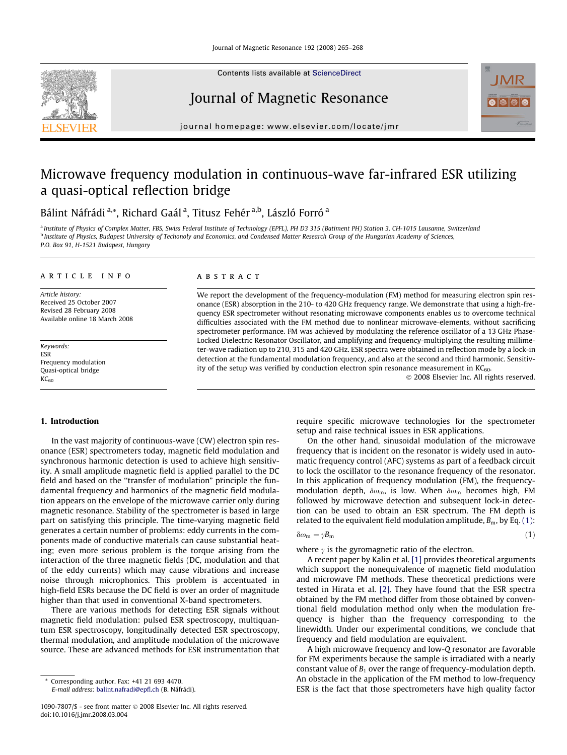# Microwave frequency modulation in continuous-wave far-infrared ESR utilizing a quasi-optical reflection bridge

Bálint Náfrádi [a,*], Richard Gaál [a], Titusz Fehér [a,b], László Forró [a]

[a] Institute of Physics of Complex Matter, FBS, Swiss Federal Institute of Technology (EPFL), PH D3 315 (Batiment PH) Station 3, CH-1015 Lausanne, Switzerland

[b] Institute of Physics, Budapest University of Techonology and Economics, and Condensed Matter Research Group of the Hungarian Academy of Sciences, P.O. Box 91, H-1521 Budapest, Hungary

**ARTICLE INFO**

*Article history:*
Received 25 October 2007
Revised 28 February 2008
Available online 18 March 2008

*Keywords:*
ESR
Frequency modulation
Quasi-optical bridge
$KC_{60}$

**ABSTRACT**

We report the development of the frequency-modulation (FM) method for measuring electron spin resonance (ESR) absorption in the 210- to 420 GHz frequency range. We demonstrate that using a high-frequency ESR spectrometer without resonating microwave components enables us to overcome technical difficulties associated with the FM method due to nonlinear microwave-elements, without sacrificing spectrometer performance. FM was achieved by modulating the reference oscillator of a 13 GHz Phase-Locked Dielectric Resonator Oscillator, and amplifying and frequency-multiplying the resulting millimeter-wave radiation up to 210, 315 and 420 GHz. ESR spectra were obtained in reflection mode by a lock-in detection at the fundamental modulation frequency, and also at the second and third harmonic. Sensitivity of the setup was verified by conduction electron spin resonance measurement in $KC_{60}$.

© 2008 Elsevier Inc. All rights reserved.

## 1. Introduction

In the vast majority of continuous-wave (CW) electron spin resonance (ESR) spectrometers today, magnetic field modulation and synchronous harmonic detection is used to achieve high sensitivity. A small amplitude magnetic field is applied parallel to the DC field and based on the "transfer of modulation" principle the fundamental frequency and harmonics of the magnetic field modulation appears on the envelope of the microwave carrier only during magnetic resonance. Stability of the spectrometer is based in large part on satisfying this principle. The time-varying magnetic field generates a certain number of problems: eddy currents in the components made of conductive materials can cause substantial heating; even more serious problem is the torque arising from the interaction of the three magnetic fields (DC, modulation and that of the eddy currents) which may cause vibrations and increase noise through microphonics. This problem is accentuated in high-field ESRs because the DC field is over an order of magnitude higher than that used in conventional X-band spectrometers.

There are various methods for detecting ESR signals without magnetic field modulation: pulsed ESR spectroscopy, multiquantum ESR spectroscopy, longitudinally detected ESR spectroscopy, thermal modulation, and amplitude modulation of the microwave source. These are advanced methods for ESR instrumentation that require specific microwave technologies for the spectrometer setup and raise technical issues in ESR applications.

On the other hand, sinusoidal modulation of the microwave frequency that is incident on the resonator is widely used in automatic frequency control (AFC) systems as part of a feedback circuit to lock the oscillator to the resonance frequency of the resonator. In this application of frequency modulation (FM), the frequency-modulation depth, $\delta\omega_m$, is low. When $\delta\omega_m$ becomes high, FM followed by microwave detection and subsequent lock-in detection can be used to obtain an ESR spectrum. The FM depth is related to the equivalent field modulation amplitude, $B_m$, by Eq. (1):

$$\delta\omega_m = \gamma B_m \tag{1}$$

where $\gamma$ is the gyromagnetic ratio of the electron.

A recent paper by Kalin et al. [1] provides theoretical arguments which support the nonequivalence of magnetic field modulation and microwave FM methods. These theoretical predictions were tested in Hirata et al. [2]. They have found that the ESR spectra obtained by the FM method differ from those obtained by conventional field modulation method only when the modulation frequency is higher than the frequency corresponding to the linewidth. Under our experimental conditions, we conclude that frequency and field modulation are equivalent.

A high microwave frequency and low-$Q$ resonator are favorable for FM experiments because the sample is irradiated with a nearly constant value of $B_1$ over the range of frequency-modulation depth. An obstacle in the application of the FM method to low-frequency ESR is the fact that those spectrometers have high quality factor

* Corresponding author. Fax: +41 21 693 4470.
*E-mail address:* balint.nafradi@epfl.ch (B. Náfrádi).

1090-7807/$ - see front matter © 2008 Elsevier Inc. All rights reserved.
doi:10.1016/j.jmr.2008.03.004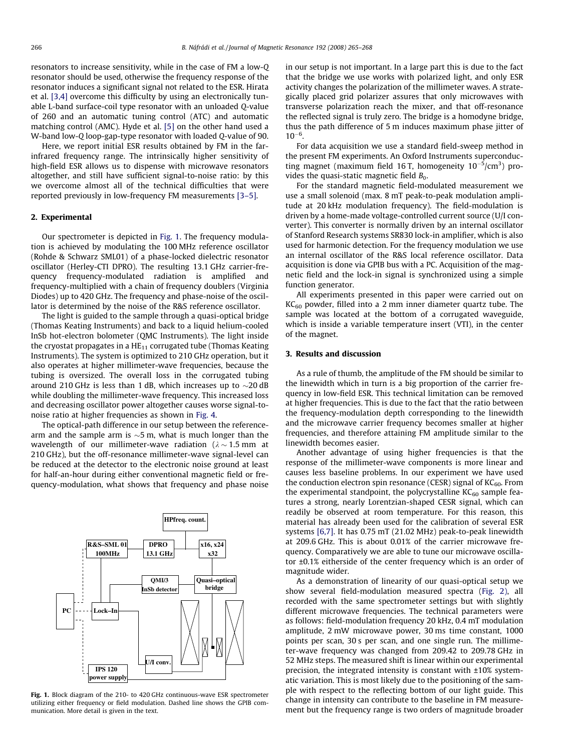resonators to increase sensitivity, while in the case of FM a low-$Q$ resonator should be used, otherwise the frequency response of the resonator induces a significant signal not related to the ESR. Hirata et al. [3,4] overcome this difficulty by using an electronically tunable L-band surface-coil type resonator with an unloaded $Q$-value of 260 and an automatic tuning control (ATC) and automatic matching control (AMC). Hyde et al. [5] on the other hand used a W-band low-$Q$ loop-gap-type resonator with loaded $Q$-value of 90.

Here, we report initial ESR results obtained by FM in the far-infrared frequency range. The intrinsically higher sensitivity of high-field ESR allows us to dispense with microwave resonators altogether, and still have sufficient signal-to-noise ratio: by this we overcome almost all of the technical difficulties that were reported previously in low-frequency FM measurements [3–5].

## 2. Experimental

Our spectrometer is depicted in Fig. 1. The frequency modulation is achieved by modulating the 100 MHz reference oscillator (Rohde & Schwarz SML01) of a phase-locked dielectric resonator oscillator (Herley-CTI DPRO). The resulting 13.1 GHz carrier-frequency frequency-modulated radiation is amplified and frequency-multiplied with a chain of frequency doublers (Virginia Diodes) up to 420 GHz. The frequency and phase-noise of the oscillator is determined by the noise of the R&S reference oscillator.

The light is guided to the sample through a quasi-optical bridge (Thomas Keating Instruments) and back to a liquid helium-cooled InSb hot-electron bolometer (QMC Instruments). The light inside the cryostat propagates in a $HE_{11}$ corrugated tube (Thomas Keating Instruments). The system is optimized to 210 GHz operation, but it also operates at higher millimeter-wave frequencies, because the tubing is oversized. The overall loss in the corrugated tubing around 210 GHz is less than 1 dB, which increases up to ~20 dB while doubling the millimeter-wave frequency. This increased loss and decreasing oscillator power altogether causes worse signal-to-noise ratio at higher frequencies as shown in Fig. 4.

The optical-path difference in our setup between the reference-arm and the sample arm is ~5 m, what is much longer than the wavelength of our millimeter-wave radiation ($\lambda \sim 1.5$ mm at 210 GHz), but the off-resonance millimeter-wave signal-level can be reduced at the detector to the electronic noise ground at least for half-an-hour during either conventional magnetic field or frequency-modulation, what shows that frequency and phase noise in our setup is not important. In a large part this is due to the fact that the bridge we use works with polarized light, and only ESR activity changes the polarization of the millimeter waves. A strategically placed grid polarizer assures that only microwaves with transverse polarization reach the mixer, and that off-resonance the reflected signal is truly zero. The bridge is a homodyne bridge, thus the path difference of 5 m induces maximum phase jitter of $10^{-6}$.

For data acquisition we use a standard field-sweep method in the present FM experiments. An Oxford Instruments superconducting magnet (maximum field 16 T, homogeneity $10^{-5}$/cm$^3$) provides the quasi-static magnetic field $B_0$.

For the standard magnetic field-modulated measurement we use a small solenoid (max. 8 mT peak-to-peak modulation amplitude at 20 kHz modulation frequency). The field-modulation is driven by a home-made voltage-controlled current source (U/I converter). This converter is normally driven by an internal oscillator of Stanford Research systems SR830 lock-in amplifier, which is also used for harmonic detection. For the frequency modulation we use an internal oscillator of the R&S local reference oscillator. Data acquisition is done via GPIB bus with a PC. Acquisition of the magnetic field and the lock-in signal is synchronized using a simple function generator.

All experiments presented in this paper were carried out on $KC_{60}$ powder, filled into a 2 mm inner diameter quartz tube. The sample was located at the bottom of a corrugated waveguide, which is inside a variable temperature insert (VTI), in the center of the magnet.

Fig. 1. Block diagram of the 210- to 420 GHz continuous-wave ESR spectrometer utilizing either frequency or field modulation. Dashed line shows the GPIB communication. More detail is given in the text.

## 3. Results and discussion

As a rule of thumb, the amplitude of the FM should be similar to the linewidth which in turn is a big proportion of the carrier frequency in low-field ESR. This technical limitation can be removed at higher frequencies. This is due to the fact that the ratio between the frequency-modulation depth corresponding to the linewidth and the microwave carrier frequency becomes smaller at higher frequencies, and therefore attaining FM amplitude similar to the linewidth becomes easier.

Another advantage of using higher frequencies is that the response of the millimeter-wave components is more linear and causes less baseline problems. In our experiment we have used the conduction electron spin resonance (CESR) signal of $KC_{60}$. From the experimental standpoint, the polycrystalline $KC_{60}$ sample features a strong, nearly Lorentzian-shaped CESR signal, which can readily be observed at room temperature. For this reason, this material has already been used for the calibration of several ESR systems [6,7]. It has 0.75 mT (21.02 MHz) peak-to-peak linewidth at 209.6 GHz. This is about 0.01% of the carrier microwave frequency. Comparatively we are able to tune our microwave oscillator ±0.1% eitherside of the center frequency which is an order of magnitude wider.

As a demonstration of linearity of our quasi-optical setup we show several field-modulation measured spectra (Fig. 2), all recorded with the same spectrometer settings but with slightly different microwave frequencies. The technical parameters were as follows: field-modulation frequency 20 kHz, 0.4 mT modulation amplitude, 2 mW microwave power, 30 ms time constant, 1000 points per scan, 30 s per scan, and one single run. The millimeter-wave frequency was changed from 209.42 to 209.78 GHz in 52 MHz steps. The measured shift is linear within our experimental precision, the integrated intensity is constant with ±10% systematic variation. This is most likely due to the positioning of the sample with respect to the reflecting bottom of our light guide. This change in intensity can contribute to the baseline in FM measurement but the frequency range is two orders of magnitude broader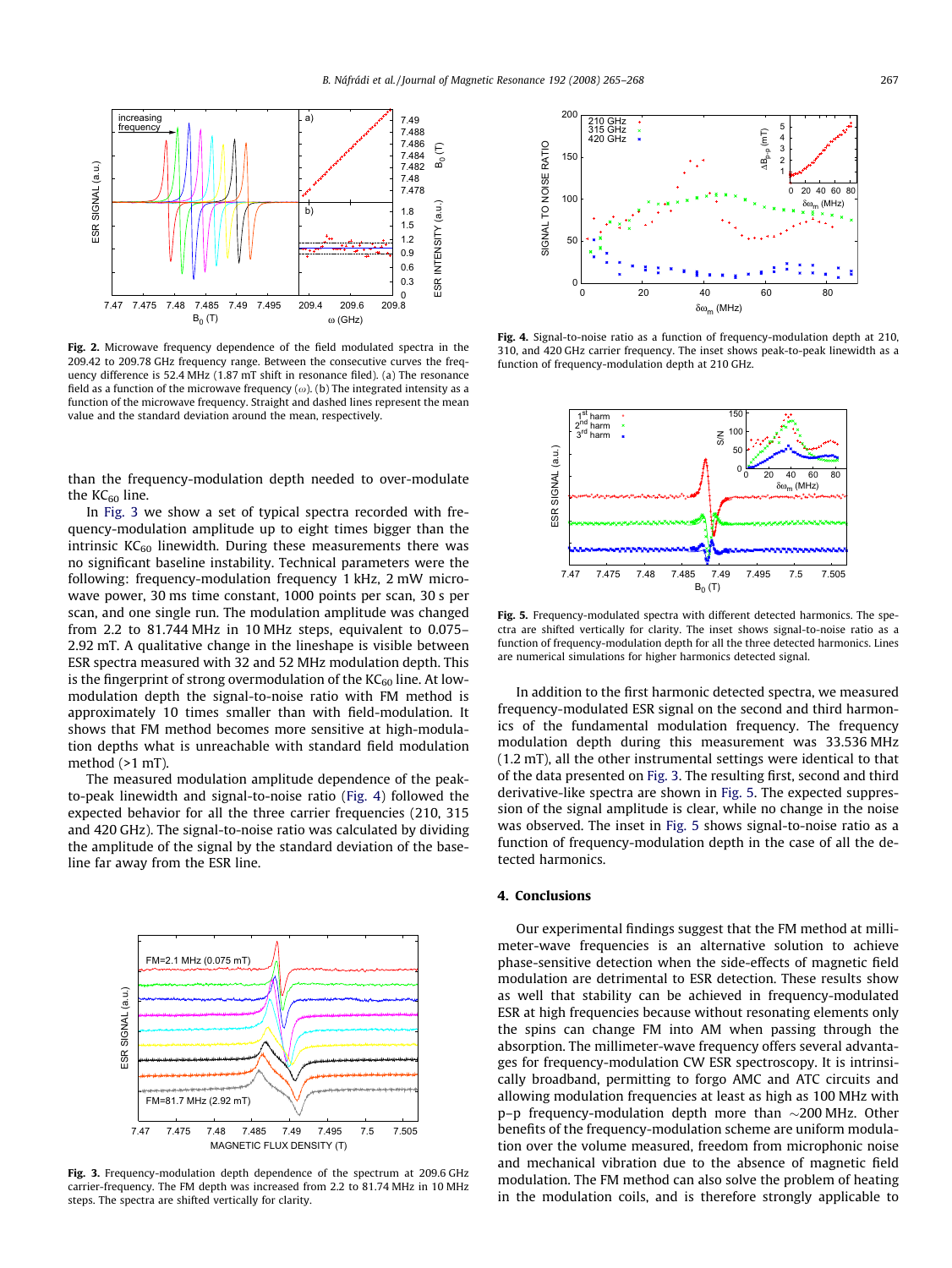**Fig. 2.** Microwave frequency dependence of the field modulated spectra in the 209.42 to 209.78 GHz frequency range. Between the consecutive curves the frequency difference is 52.4 MHz (1.87 mT shift in resonance filed). (a) The resonance field as a function of the microwave frequency ($\omega$). (b) The integrated intensity as a function of the microwave frequency. Straight and dashed lines represent the mean value and the standard deviation around the mean, respectively.

than the frequency-modulation depth needed to over-modulate the $KC_{60}$ line.

In Fig. 3 we show a set of typical spectra recorded with frequency-modulation amplitude up to eight times bigger than the intrinsic $KC_{60}$ linewidth. During these measurements there was no significant baseline instability. Technical parameters were the following: frequency-modulation frequency 1 kHz, 2 mW microwave power, 30 ms time constant, 1000 points per scan, 30 s per scan, and one single run. The modulation amplitude was changed from 2.2 to 81.744 MHz in 10 MHz steps, equivalent to 0.075–2.92 mT. A qualitative change in the lineshape is visible between ESR spectra measured with 32 and 52 MHz modulation depth. This is the fingerprint of strong overmodulation of the $KC_{60}$ line. At low-modulation depth the signal-to-noise ratio with FM method is approximately 10 times smaller than with field-modulation. It shows that FM method becomes more sensitive at high-modulation depths what is unreachable with standard field modulation method (>1 mT).

The measured modulation amplitude dependence of the peak-to-peak linewidth and signal-to-noise ratio (Fig. 4) followed the expected behavior for all the three carrier frequencies (210, 315 and 420 GHz). The signal-to-noise ratio was calculated by dividing the amplitude of the signal by the standard deviation of the baseline far away from the ESR line.

**Fig. 3.** Frequency-modulation depth dependence of the spectrum at 209.6 GHz carrier-frequency. The FM depth was increased from 2.2 to 81.74 MHz in 10 MHz steps. The spectra are shifted vertically for clarity.

**Fig. 4.** Signal-to-noise ratio as a function of frequency-modulation depth at 210, 310, and 420 GHz carrier frequency. The inset shows peak-to-peak linewidth as a function of frequency-modulation depth at 210 GHz.

**Fig. 5.** Frequency-modulated spectra with different detected harmonics. The spectra are shifted vertically for clarity. The inset shows signal-to-noise ratio as a function of frequency-modulation depth for all the three detected harmonics. Lines are numerical simulations for higher harmonics detected signal.

In addition to the first harmonic detected spectra, we measured frequency-modulated ESR signal on the second and third harmonics of the fundamental modulation frequency. The frequency modulation depth during this measurement was 33.536 MHz (1.2 mT), all the other instrumental settings were identical to that of the data presented on Fig. 3. The resulting first, second and third derivative-like spectra are shown in Fig. 5. The expected suppression of the signal amplitude is clear, while no change in the noise was observed. The inset in Fig. 5 shows signal-to-noise ratio as a function of frequency-modulation depth in the case of all the detected harmonics.

## 4. Conclusions

Our experimental findings suggest that the FM method at millimeter-wave frequencies is an alternative solution to achieve phase-sensitive detection when the side-effects of magnetic field modulation are detrimental to ESR detection. These results show as well that stability can be achieved in frequency-modulated ESR at high frequencies because without resonating elements only the spins can change FM into AM when passing through the absorption. The millimeter-wave frequency offers several advantages for frequency-modulation CW ESR spectroscopy. It is intrinsically broadband, permitting to forgo AMC and ATC circuits and allowing modulation frequencies at least as high as 100 MHz with p–p frequency-modulation depth more than ∼200 MHz. Other benefits of the frequency-modulation scheme are uniform modulation over the volume measured, freedom from microphonic noise and mechanical vibration due to the absence of magnetic field modulation. The FM method can also solve the problem of heating in the modulation coils, and is therefore strongly applicable to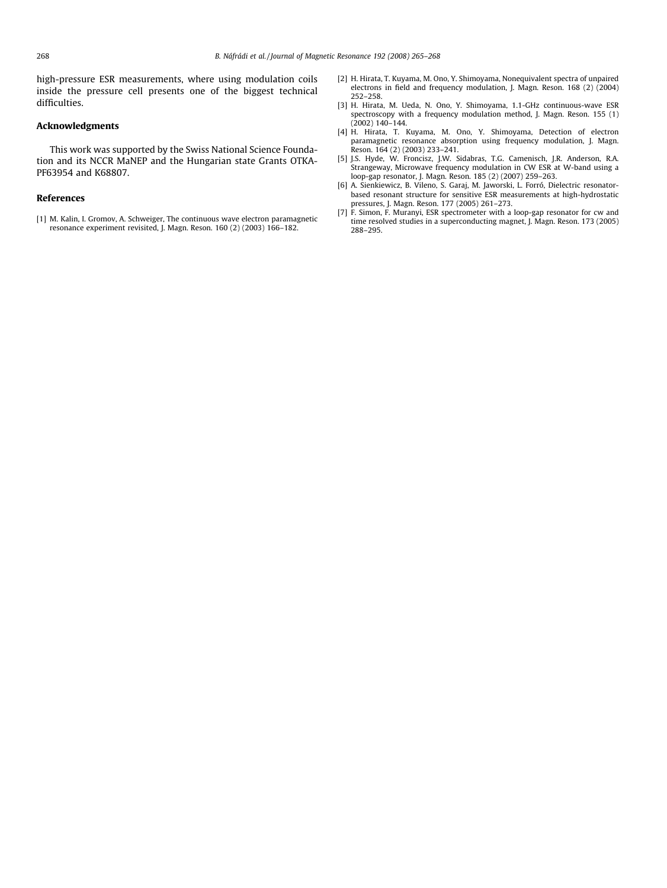high-pressure ESR measurements, where using modulation coils inside the pressure cell presents one of the biggest technical difficulties.

## Acknowledgments

This work was supported by the Swiss National Science Foundation and its NCCR MaNEP and the Hungarian state Grants OTKA-PF63954 and K68807.

## References

[1] M. Kalin, I. Gromov, A. Schweiger, The continuous wave electron paramagnetic resonance experiment revisited, J. Magn. Reson. 160 (2) (2003) 166–182.

[2] H. Hirata, T. Kuyama, M. Ono, Y. Shimoyama, Nonequivalent spectra of unpaired electrons in field and frequency modulation, J. Magn. Reson. 168 (2) (2004) 252–258.

[3] H. Hirata, M. Ueda, N. Ono, Y. Shimoyama, 1.1-GHz continuous-wave ESR spectroscopy with a frequency modulation method, J. Magn. Reson. 155 (1) (2002) 140–144.

[4] H. Hirata, T. Kuyama, M. Ono, Y. Shimoyama, Detection of electron paramagnetic resonance absorption using frequency modulation, J. Magn. Reson. 164 (2) (2003) 233–241.

[5] J.S. Hyde, W. Froncisz, J.W. Sidabras, T.G. Camenisch, J.R. Anderson, R.A. Strangeway, Microwave frequency modulation in CW ESR at W-band using a loop-gap resonator, J. Magn. Reson. 185 (2) (2007) 259–263.

[6] A. Sienkiewicz, B. Vileno, S. Garaj, M. Jaworski, L. Forró, Dielectric resonator-based resonant structure for sensitive ESR measurements at high-hydrostatic pressures, J. Magn. Reson. 177 (2005) 261–273.

[7] F. Simon, F. Muranyi, ESR spectrometer with a loop-gap resonator for cw and time resolved studies in a superconducting magnet, J. Magn. Reson. 173 (2005) 288–295.